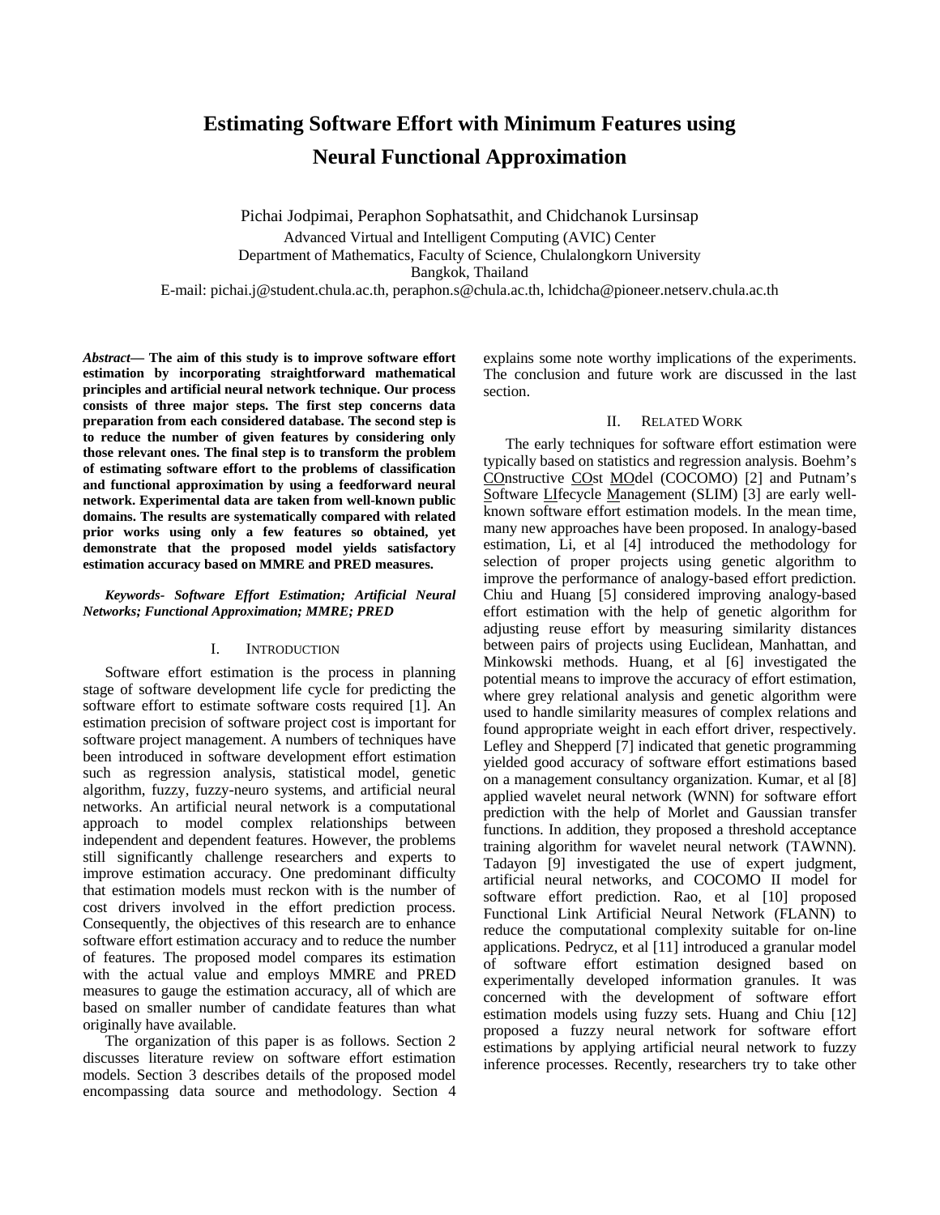# Estimating Software Effort with Minimum Features using Neural Functional Approximation

Pichai Jodpimai, Peraphon Sophatsathit, and Chidchanok Lursinsap

Advanced Virtual and Intelligent Computing (AVIC) Center
Department of Mathematics, Faculty of Science, Chulalongkorn University
Bangkok, Thailand
E-mail: pichai.j@student.chula.ac.th, peraphon.s@chula.ac.th, lchidcha@pioneer.netserv.chula.ac.th

***Abstract*— The aim of this study is to improve software effort estimation by incorporating straightforward mathematical principles and artificial neural network technique. Our process consists of three major steps. The first step concerns data preparation from each considered database. The second step is to reduce the number of given features by considering only those relevant ones. The final step is to transform the problem of estimating software effort to the problems of classification and functional approximation by using a feedforward neural network. Experimental data are taken from well-known public domains. The results are systematically compared with related prior works using only a few features so obtained, yet demonstrate that the proposed model yields satisfactory estimation accuracy based on MMRE and PRED measures.**

***Keywords- Software Effort Estimation; Artificial Neural Networks; Functional Approximation; MMRE; PRED***

## I. Introduction

Software effort estimation is the process in planning stage of software development life cycle for predicting the software effort to estimate software costs required [1]. An estimation precision of software project cost is important for software project management. A numbers of techniques have been introduced in software development effort estimation such as regression analysis, statistical model, genetic algorithm, fuzzy, fuzzy-neuro systems, and artificial neural networks. An artificial neural network is a computational approach to model complex relationships between independent and dependent features. However, the problems still significantly challenge researchers and experts to improve estimation accuracy. One predominant difficulty that estimation models must reckon with is the number of cost drivers involved in the effort prediction process. Consequently, the objectives of this research are to enhance software effort estimation accuracy and to reduce the number of features. The proposed model compares its estimation with the actual value and employs MMRE and PRED measures to gauge the estimation accuracy, all of which are based on smaller number of candidate features than what originally have available.

The organization of this paper is as follows. Section 2 discusses literature review on software effort estimation models. Section 3 describes details of the proposed model encompassing data source and methodology. Section 4 explains some note worthy implications of the experiments. The conclusion and future work are discussed in the last section.

## II. Related Work

The early techniques for software effort estimation were typically based on statistics and regression analysis. Boehm's <u>CO</u>nstructive <u>CO</u>st <u>MO</u>del (COCOMO) [2] and Putnam's <u>S</u>oftware <u>LI</u>fecycle <u>M</u>anagement (SLIM) [3] are early well-known software effort estimation models. In the mean time, many new approaches have been proposed. In analogy-based estimation, Li, et al [4] introduced the methodology for selection of proper projects using genetic algorithm to improve the performance of analogy-based effort prediction. Chiu and Huang [5] considered improving analogy-based effort estimation with the help of genetic algorithm for adjusting reuse effort by measuring similarity distances between pairs of projects using Euclidean, Manhattan, and Minkowski methods. Huang, et al [6] investigated the potential means to improve the accuracy of effort estimation, where grey relational analysis and genetic algorithm were used to handle similarity measures of complex relations and found appropriate weight in each effort driver, respectively. Lefley and Shepperd [7] indicated that genetic programming yielded good accuracy of software effort estimations based on a management consultancy organization. Kumar, et al [8] applied wavelet neural network (WNN) for software effort prediction with the help of Morlet and Gaussian transfer functions. In addition, they proposed a threshold acceptance training algorithm for wavelet neural network (TAWNN). Tadayon [9] investigated the use of expert judgment, artificial neural networks, and COCOMO II model for software effort prediction. Rao, et al [10] proposed Functional Link Artificial Neural Network (FLANN) to reduce the computational complexity suitable for on-line applications. Pedrycz, et al [11] introduced a granular model of software effort estimation designed based on experimentally developed information granules. It was concerned with the development of software effort estimation models using fuzzy sets. Huang and Chiu [12] proposed a fuzzy neural network for software effort estimations by applying artificial neural network to fuzzy inference processes. Recently, researchers try to take other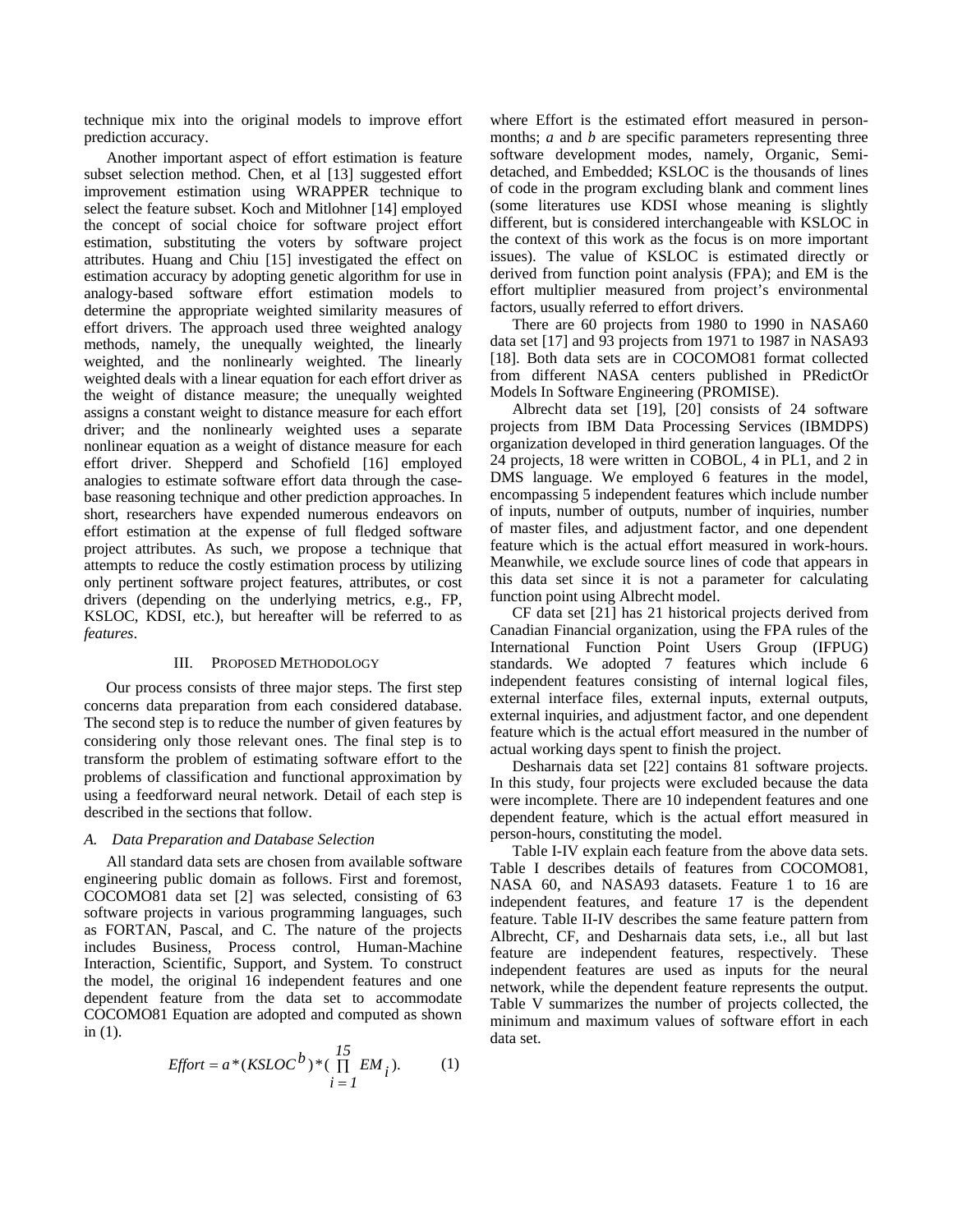technique mix into the original models to improve effort prediction accuracy.

Another important aspect of effort estimation is feature subset selection method. Chen, et al [13] suggested effort improvement estimation using WRAPPER technique to select the feature subset. Koch and Mitlohner [14] employed the concept of social choice for software project effort estimation, substituting the voters by software project attributes. Huang and Chiu [15] investigated the effect on estimation accuracy by adopting genetic algorithm for use in analogy-based software effort estimation models to determine the appropriate weighted similarity measures of effort drivers. The approach used three weighted analogy methods, namely, the unequally weighted, the linearly weighted, and the nonlinearly weighted. The linearly weighted deals with a linear equation for each effort driver as the weight of distance measure; the unequally weighted assigns a constant weight to distance measure for each effort driver; and the nonlinearly weighted uses a separate nonlinear equation as a weight of distance measure for each effort driver. Shepperd and Schofield [16] employed analogies to estimate software effort data through the case-base reasoning technique and other prediction approaches. In short, researchers have expended numerous endeavors on effort estimation at the expense of full fledged software project attributes. As such, we propose a technique that attempts to reduce the costly estimation process by utilizing only pertinent software project features, attributes, or cost drivers (depending on the underlying metrics, e.g., FP, KSLOC, KDSI, etc.), but hereafter will be referred to as *features*.

## III. PROPOSED METHODOLOGY

Our process consists of three major steps. The first step concerns data preparation from each considered database. The second step is to reduce the number of given features by considering only those relevant ones. The final step is to transform the problem of estimating software effort to the problems of classification and functional approximation by using a feedforward neural network. Detail of each step is described in the sections that follow.

### *A. Data Preparation and Database Selection*

All standard data sets are chosen from available software engineering public domain as follows. First and foremost, COCOMO81 data set [2] was selected, consisting of 63 software projects in various programming languages, such as FORTAN, Pascal, and C. The nature of the projects includes Business, Process control, Human-Machine Interaction, Scientific, Support, and System. To construct the model, the original 16 independent features and one dependent feature from the data set to accommodate COCOMO81 Equation are adopted and computed as shown in (1).

$$Effort = a * (KSLOC^{b}) * (\prod_{i=1}^{15} EM_{i}). \qquad (1)$$

where Effort is the estimated effort measured in person-months; *a* and *b* are specific parameters representing three software development modes, namely, Organic, Semi-detached, and Embedded; KSLOC is the thousands of lines of code in the program excluding blank and comment lines (some literatures use KDSI whose meaning is slightly different, but is considered interchangeable with KSLOC in the context of this work as the focus is on more important issues). The value of KSLOC is estimated directly or derived from function point analysis (FPA); and EM is the effort multiplier measured from project's environmental factors, usually referred to effort drivers.

There are 60 projects from 1980 to 1990 in NASA60 data set [17] and 93 projects from 1971 to 1987 in NASA93 [18]. Both data sets are in COCOMO81 format collected from different NASA centers published in PRedictOr Models In Software Engineering (PROMISE).

Albrecht data set [19], [20] consists of 24 software projects from IBM Data Processing Services (IBMDPS) organization developed in third generation languages. Of the 24 projects, 18 were written in COBOL, 4 in PL1, and 2 in DMS language. We employed 6 features in the model, encompassing 5 independent features which include number of inputs, number of outputs, number of inquiries, number of master files, and adjustment factor, and one dependent feature which is the actual effort measured in work-hours. Meanwhile, we exclude source lines of code that appears in this data set since it is not a parameter for calculating function point using Albrecht model.

CF data set [21] has 21 historical projects derived from Canadian Financial organization, using the FPA rules of the International Function Point Users Group (IFPUG) standards. We adopted 7 features which include 6 independent features consisting of internal logical files, external interface files, external inputs, external outputs, external inquiries, and adjustment factor, and one dependent feature which is the actual effort measured in the number of actual working days spent to finish the project.

Desharnais data set [22] contains 81 software projects. In this study, four projects were excluded because the data were incomplete. There are 10 independent features and one dependent feature, which is the actual effort measured in person-hours, constituting the model.

Table I-IV explain each feature from the above data sets. Table I describes details of features from COCOMO81, NASA 60, and NASA93 datasets. Feature 1 to 16 are independent features, and feature 17 is the dependent feature. Table II-IV describes the same feature pattern from Albrecht, CF, and Desharnais data sets, i.e., all but last feature are independent features, respectively. These independent features are used as inputs for the neural network, while the dependent feature represents the output. Table V summarizes the number of projects collected, the minimum and maximum values of software effort in each data set.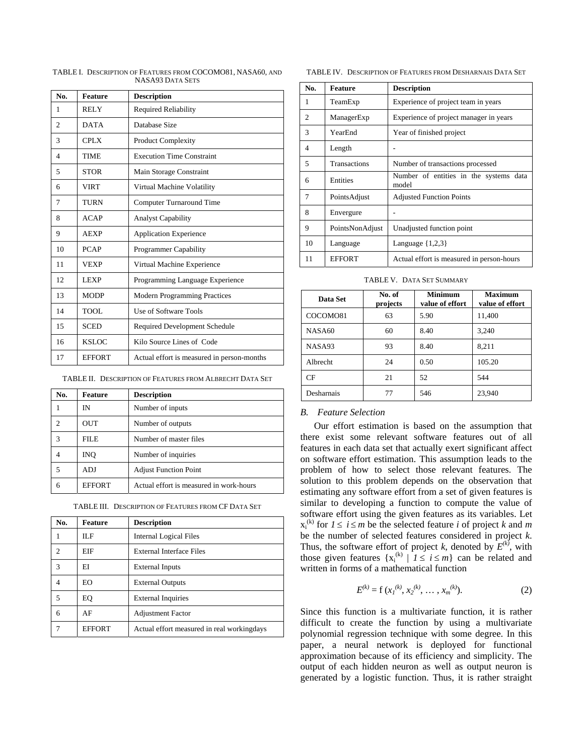TABLE I. DESCRIPTION OF FEATURES FROM COCOMO81, NASA60, AND NASA93 DATA SETS

| No. | Feature | Description |
|---|---|---|
| 1 | RELY | Required Reliability |
| 2 | DATA | Database Size |
| 3 | CPLX | Product Complexity |
| 4 | TIME | Execution Time Constraint |
| 5 | STOR | Main Storage Constraint |
| 6 | VIRT | Virtual Machine Volatility |
| 7 | TURN | Computer Turnaround Time |
| 8 | ACAP | Analyst Capability |
| 9 | AEXP | Application Experience |
| 10 | PCAP | Programmer Capability |
| 11 | VEXP | Virtual Machine Experience |
| 12 | LEXP | Programming Language Experience |
| 13 | MODP | Modern Programming Practices |
| 14 | TOOL | Use of Software Tools |
| 15 | SCED | Required Development Schedule |
| 16 | KSLOC | Kilo Source Lines of Code |
| 17 | EFFORT | Actual effort is measured in person-months |

TABLE II. DESCRIPTION OF FEATURES FROM ALBRECHT DATA SET

| No. | Feature | Description |
|---|---|---|
| 1 | IN | Number of inputs |
| 2 | OUT | Number of outputs |
| 3 | FILE | Number of master files |
| 4 | INQ | Number of inquiries |
| 5 | ADJ | Adjust Function Point |
| 6 | EFFORT | Actual effort is measured in work-hours |

TABLE III. DESCRIPTION OF FEATURES FROM CF DATA SET

| No. | Feature | Description |
|---|---|---|
| 1 | ILF | Internal Logical Files |
| 2 | EIF | External Interface Files |
| 3 | EI | External Inputs |
| 4 | EO | External Outputs |
| 5 | EQ | External Inquiries |
| 6 | AF | Adjustment Factor |
| 7 | EFFORT | Actual effort measured in real workingdays |

TABLE IV. DESCRIPTION OF FEATURES FROM DESHARNAIS DATA SET

| No. | Feature | Description |
|---|---|---|
| 1 | TeamExp | Experience of project team in years |
| 2 | ManagerExp | Experience of project manager in years |
| 3 | YearEnd | Year of finished project |
| 4 | Length | - |
| 5 | Transactions | Number of transactions processed |
| 6 | Entities | Number of entities in the systems data model |
| 7 | PointsAdjust | Adjusted Function Points |
| 8 | Envergure | - |
| 9 | PointsNonAdjust | Unadjusted function point |
| 10 | Language | Language {1,2,3} |
| 11 | EFFORT | Actual effort is measured in person-hours |

TABLE V. DATA SET SUMMARY

| Data Set | No. of projects | Minimum value of effort | Maximum value of effort |
|---|---|---|---|
| COCOMO81 | 63 | 5.90 | 11,400 |
| NASA60 | 60 | 8.40 | 3,240 |
| NASA93 | 93 | 8.40 | 8,211 |
| Albrecht | 24 | 0.50 | 105.20 |
| CF | 21 | 52 | 544 |
| Desharnais | 77 | 546 | 23,940 |

### *B. Feature Selection*

Our effort estimation is based on the assumption that there exist some relevant software features out of all features in each data set that actually exert significant affect on software effort estimation. This assumption leads to the problem of how to select those relevant features. The solution to this problem depends on the observation that estimating any software effort from a set of given features is similar to developing a function to compute the value of software effort using the given features as its variables. Let $x_i^{(k)}$ for $1 \le i \le m$ be the selected feature $i$ of project $k$ and $m$ be the number of selected features considered in project $k$. Thus, the software effort of project $k$, denoted by $E^{(k)}$, with those given features $\{x_i^{(k)} \mid 1 \le i \le m\}$ can be related and written in forms of a mathematical function

$$E^{(k)} = f\,(x_1^{(k)}, x_2^{(k)}, \ldots , x_m^{(k)}). \tag{2}$$

Since this function is a multivariate function, it is rather difficult to create the function by using a multivariate polynomial regression technique with some degree. In this paper, a neural network is deployed for functional approximation because of its efficiency and simplicity. The output of each hidden neuron as well as output neuron is generated by a logistic function. Thus, it is rather straight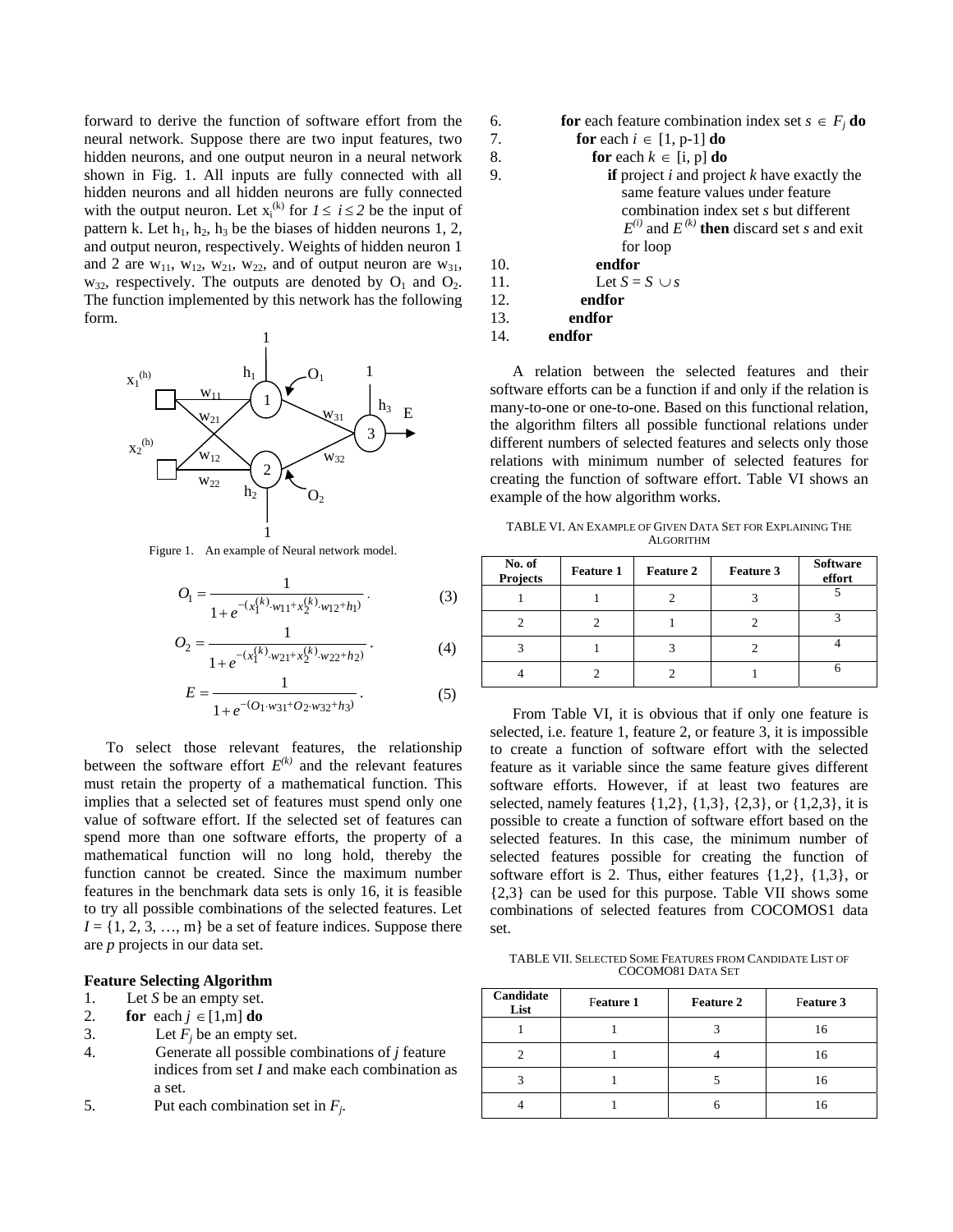forward to derive the function of software effort from the neural network. Suppose there are two input features, two hidden neurons, and one output neuron in a neural network shown in Fig. 1. All inputs are fully connected with all hidden neurons and all hidden neurons are fully connected with the output neuron. Let $x_i^{(k)}$ for $1 \le i \le 2$ be the input of pattern k. Let $h_1$, $h_2$, $h_3$ be the biases of hidden neurons 1, 2, and output neuron, respectively. Weights of hidden neuron 1 and 2 are $w_{11}$, $w_{12}$, $w_{21}$, $w_{22}$, and of output neuron are $w_{31}$, $w_{32}$, respectively. The outputs are denoted by $O_1$ and $O_2$. The function implemented by this network has the following form.

Figure 1. An example of Neural network model.

$$O_1 = \frac{1}{1 + e^{-(x_1^{(k)} \cdot w_{11} + x_2^{(k)} \cdot w_{12} + h_1)}}. \quad (3)$$

$$O_2 = \frac{1}{1 + e^{-(x_1^{(k)} \cdot w_{21} + x_2^{(k)} \cdot w_{22} + h_2)}}. \quad (4)$$

$$E = \frac{1}{1 + e^{-(O_1 \cdot w_{31} + O_2 \cdot w_{32} + h_3)}}. \quad (5)$$

To select those relevant features, the relationship between the software effort $E^{(k)}$ and the relevant features must retain the property of a mathematical function. This implies that a selected set of features must spend only one value of software effort. If the selected set of features can spend more than one software efforts, the property of a mathematical function will no long hold, thereby the function cannot be created. Since the maximum number features in the benchmark data sets is only 16, it is feasible to try all possible combinations of the selected features. Let $I = \{1, 2, 3, \ldots, m\}$ be a set of feature indices. Suppose there are $p$ projects in our data set.

**Feature Selecting Algorithm**

1. Let $S$ be an empty set.
2. **for** each $j \in [1,m]$ **do**
3. Let $F_j$ be an empty set.
4. Generate all possible combinations of $j$ feature indices from set $I$ and make each combination as a set.
5. Put each combination set in $F_j$.
6. **for** each feature combination index set $s \in F_j$ **do**
7. **for** each $i \in [1, p-1]$ **do**
8. **for** each $k \in [i, p]$ **do**
9. **if** project $i$ and project $k$ have exactly the same feature values under feature combination index set $s$ but different $E^{(i)}$ and $E^{(k)}$ **then** discard set $s$ and exit for loop
10. **endfor**
11. Let $S = S \cup s$
12. **endfor**
13. **endfor**
14. **endfor**

A relation between the selected features and their software efforts can be a function if and only if the relation is many-to-one or one-to-one. Based on this functional relation, the algorithm filters all possible functional relations under different numbers of selected features and selects only those relations with minimum number of selected features for creating the function of software effort. Table VI shows an example of the how algorithm works.

TABLE VI. AN EXAMPLE OF GIVEN DATA SET FOR EXPLAINING THE ALGORITHM

| No. of Projects | Feature 1 | Feature 2 | Feature 3 | Software effort |
|---|---|---|---|---|
| 1 | 1 | 2 | 3 | 5 |
| 2 | 2 | 1 | 2 | 3 |
| 3 | 1 | 3 | 2 | 4 |
| 4 | 2 | 2 | 1 | 6 |

From Table VI, it is obvious that if only one feature is selected, i.e. feature 1, feature 2, or feature 3, it is impossible to create a function of software effort with the selected feature as it variable since the same feature gives different software efforts. However, if at least two features are selected, namely features {1,2}, {1,3}, {2,3}, or {1,2,3}, it is possible to create a function of software effort based on the selected features. In this case, the minimum number of selected features possible for creating the function of software effort is 2. Thus, either features {1,2}, {1,3}, or {2,3} can be used for this purpose. Table VII shows some combinations of selected features from COCOMOS1 data set.

TABLE VII. SELECTED SOME FEATURES FROM CANDIDATE LIST OF COCOMO81 DATA SET

| Candidate List | Feature 1 | Feature 2 | Feature 3 |
|---|---|---|---|
| 1 | 1 | 3 | 16 |
| 2 | 1 | 4 | 16 |
| 3 | 1 | 5 | 16 |
| 4 | 1 | 6 | 16 |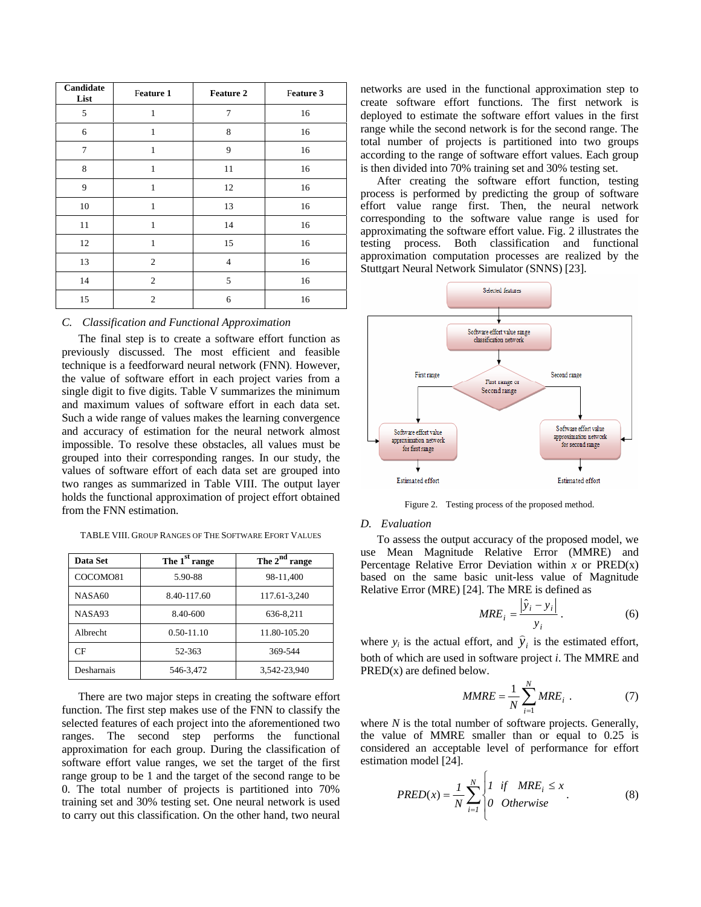| Candidate List | Feature 1 | Feature 2 | Feature 3 |
|---|---|---|---|
| 5 | 1 | 7 | 16 |
| 6 | 1 | 8 | 16 |
| 7 | 1 | 9 | 16 |
| 8 | 1 | 11 | 16 |
| 9 | 1 | 12 | 16 |
| 10 | 1 | 13 | 16 |
| 11 | 1 | 14 | 16 |
| 12 | 1 | 15 | 16 |
| 13 | 2 | 4 | 16 |
| 14 | 2 | 5 | 16 |
| 15 | 2 | 6 | 16 |

### *C. Classification and Functional Approximation*

The final step is to create a software effort function as previously discussed. The most efficient and feasible technique is a feedforward neural network (FNN). However, the value of software effort in each project varies from a single digit to five digits. Table V summarizes the minimum and maximum values of software effort in each data set. Such a wide range of values makes the learning convergence and accuracy of estimation for the neural network almost impossible. To resolve these obstacles, all values must be grouped into their corresponding ranges. In our study, the values of software effort of each data set are grouped into two ranges as summarized in Table VIII. The output layer holds the functional approximation of project effort obtained from the FNN estimation.

TABLE VIII. GROUP RANGES OF THE SOFTWARE EFORT VALUES

| Data Set | The 1st range | The 2nd range |
|---|---|---|
| COCOMO81 | 5.90-88 | 98-11,400 |
| NASA60 | 8.40-117.60 | 117.61-3,240 |
| NASA93 | 8.40-600 | 636-8,211 |
| Albrecht | 0.50-11.10 | 11.80-105.20 |
| CF | 52-363 | 369-544 |
| Desharnais | 546-3,472 | 3,542-23,940 |

There are two major steps in creating the software effort function. The first step makes use of the FNN to classify the selected features of each project into the aforementioned two ranges. The second step performs the functional approximation for each group. During the classification of software effort value ranges, we set the target of the first range group to be 1 and the target of the second range to be 0. The total number of projects is partitioned into 70% training set and 30% testing set. One neural network is used to carry out this classification. On the other hand, two neural networks are used in the functional approximation step to create software effort functions. The first network is deployed to estimate the software effort values in the first range while the second network is for the second range. The total number of projects is partitioned into two groups according to the range of software effort values. Each group is then divided into 70% training set and 30% testing set.

After creating the software effort function, testing process is performed by predicting the group of software effort value range first. Then, the neural network corresponding to the software value range is used for approximating the software effort value. Fig. 2 illustrates the testing process. Both classification and functional approximation computation processes are realized by the Stuttgart Neural Network Simulator (SNNS) [23].

Figure 2. Testing process of the proposed method.

### *D. Evaluation*

To assess the output accuracy of the proposed model, we use Mean Magnitude Relative Error (MMRE) and Percentage Relative Error Deviation within $x$ or PRED($x$) based on the same basic unit-less value of Magnitude Relative Error (MRE) [24]. The MRE is defined as

$$MRE_i = \frac{|\hat{y}_i - y_i|}{y_i}. \qquad (6)$$

where $y_i$ is the actual effort, and $\hat{y}_i$ is the estimated effort, both of which are used in software project $i$. The MMRE and PRED($x$) are defined below.

$$MMRE = \frac{1}{N}\sum_{i=1}^{N} MRE_i . \qquad (7)$$

where $N$ is the total number of software projects. Generally, the value of MMRE smaller than or equal to 0.25 is considered an acceptable level of performance for effort estimation model [24].

$$PRED(x) = \frac{1}{N}\sum_{i=1}^{N}\begin{cases} 1 & if \quad MRE_i \le x \\ 0 & Otherwise \end{cases}. \qquad (8)$$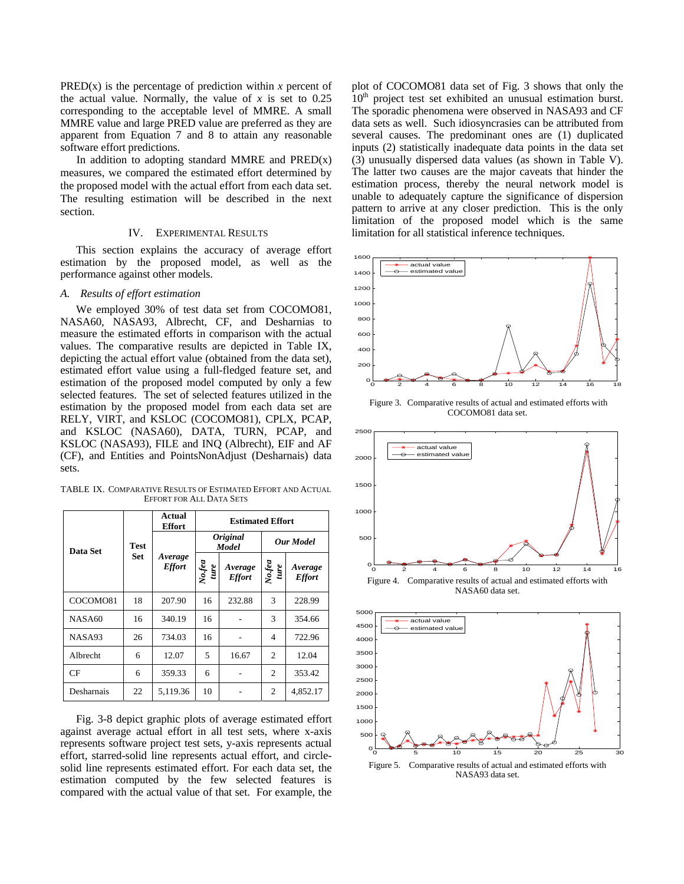PRED(x) is the percentage of prediction within *x* percent of the actual value. Normally, the value of *x* is set to 0.25 corresponding to the acceptable level of MMRE. A small MMRE value and large PRED value are preferred as they are apparent from Equation 7 and 8 to attain any reasonable software effort predictions.

In addition to adopting standard MMRE and PRED(x) measures, we compared the estimated effort determined by the proposed model with the actual effort from each data set. The resulting estimation will be described in the next section.

## IV. Experimental Results

This section explains the accuracy of average effort estimation by the proposed model, as well as the performance against other models.

### *A. Results of effort estimation*

We employed 30% of test data set from COCOMO81, NASA60, NASA93, Albrecht, CF, and Desharnias to measure the estimated efforts in comparison with the actual values. The comparative results are depicted in Table IX, depicting the actual effort value (obtained from the data set), estimated effort value using a full-fledged feature set, and estimation of the proposed model computed by only a few selected features. The set of selected features utilized in the estimation by the proposed model from each data set are RELY, VIRT, and KSLOC (COCOMO81), CPLX, PCAP, and KSLOC (NASA60), DATA, TURN, PCAP, and KSLOC (NASA93), FILE and INQ (Albrecht), EIF and AF (CF), and Entities and PointsNonAdjust (Desharnais) data sets.

TABLE IX. Comparative Results of Estimated Effort and Actual Effort for All Data Sets

| Data Set | Test Set | Actual Effort | Estimated Effort | | | |
|---|---|---|---|---|---|---|
| | | | ***Original Model*** | | ***Our Model*** | |
| | | ***Average Effort*** | ***No.feature*** | ***Average Effort*** | ***No.feature*** | ***Average Effort*** |
| COCOMO81 | 18 | 207.90 | 16 | 232.88 | 3 | 228.99 |
| NASA60 | 16 | 340.19 | 16 | - | 3 | 354.66 |
| NASA93 | 26 | 734.03 | 16 | - | 4 | 722.96 |
| Albrecht | 6 | 12.07 | 5 | 16.67 | 2 | 12.04 |
| CF | 6 | 359.33 | 6 | - | 2 | 353.42 |
| Desharnais | 22 | 5,119.36 | 10 | - | 2 | 4,852.17 |

Fig. 3-8 depict graphic plots of average estimated effort against average actual effort in all test sets, where x-axis represents software project test sets, y-axis represents actual effort, starred-solid line represents actual effort, and circle-solid line represents estimated effort. For each data set, the estimation computed by the few selected features is compared with the actual value of that set. For example, the plot of COCOMO81 data set of Fig. 3 shows that only the 10[th] project test set exhibited an unusual estimation burst. The sporadic phenomena were observed in NASA93 and CF data sets as well. Such idiosyncrasies can be attributed from several causes. The predominant ones are (1) duplicated inputs (2) statistically inadequate data points in the data set (3) unusually dispersed data values (as shown in Table V). The latter two causes are the major caveats that hinder the estimation process, thereby the neural network model is unable to adequately capture the significance of dispersion pattern to arrive at any closer prediction. This is the only limitation of the proposed model which is the same limitation for all statistical inference techniques.

Figure 3. Comparative results of actual and estimated efforts with COCOMO81 data set.

Figure 4. Comparative results of actual and estimated efforts with NASA60 data set.

Figure 5. Comparative results of actual and estimated efforts with NASA93 data set.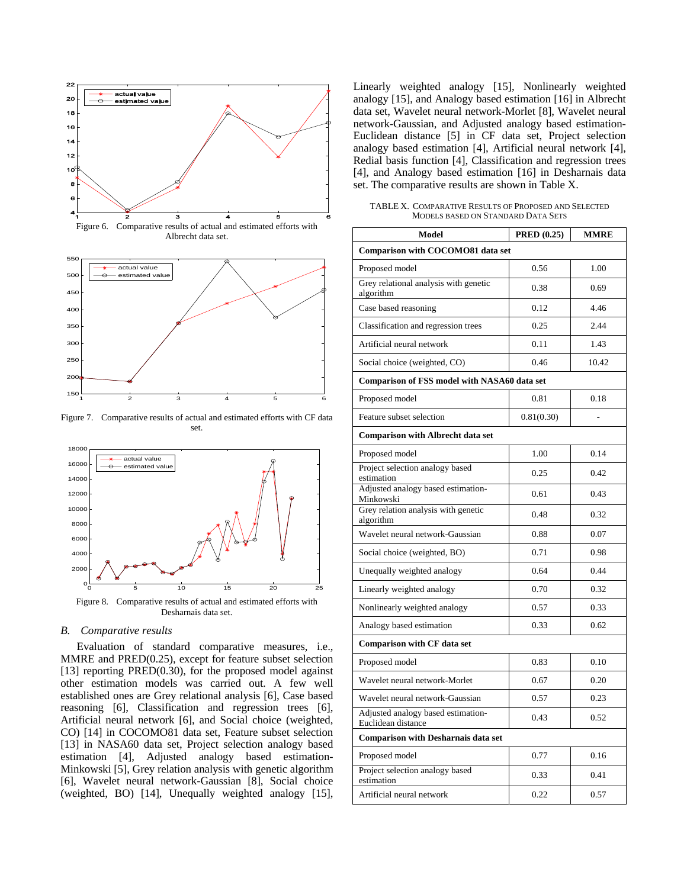Figure 6. Comparative results of actual and estimated efforts with Albrecht data set.

Figure 7. Comparative results of actual and estimated efforts with CF data set.

Figure 8. Comparative results of actual and estimated efforts with Desharnais data set.

### *B. Comparative results*

Evaluation of standard comparative measures, i.e., MMRE and PRED(0.25), except for feature subset selection [13] reporting PRED(0.30), for the proposed model against other estimation models was carried out. A few well established ones are Grey relational analysis [6], Case based reasoning [6], Classification and regression trees [6], Artificial neural network [6], and Social choice (weighted, CO) [14] in COCOMO81 data set, Feature subset selection [13] in NASA60 data set, Project selection analogy based estimation [4], Adjusted analogy based estimation-Minkowski [5], Grey relation analysis with genetic algorithm [6], Wavelet neural network-Gaussian [8], Social choice (weighted, BO) [14], Unequally weighted analogy [15], Linearly weighted analogy [15], Nonlinearly weighted analogy [15], and Analogy based estimation [16] in Albrecht data set, Wavelet neural network-Morlet [8], Wavelet neural network-Gaussian, and Adjusted analogy based estimation-Euclidean distance [5] in CF data set, Project selection analogy based estimation [4], Artificial neural network [4], Redial basis function [4], Classification and regression trees [4], and Analogy based estimation [16] in Desharnais data set. The comparative results are shown in Table X.

TABLE X. COMPARATIVE RESULTS OF PROPOSED AND SELECTED MODELS BASED ON STANDARD DATA SETS

| Model | PRED (0.25) | MMRE |
|---|---|---|
| **Comparison with COCOMO81 data set** | | |
| Proposed model | 0.56 | 1.00 |
| Grey relational analysis with genetic algorithm | 0.38 | 0.69 |
| Case based reasoning | 0.12 | 4.46 |
| Classification and regression trees | 0.25 | 2.44 |
| Artificial neural network | 0.11 | 1.43 |
| Social choice (weighted, CO) | 0.46 | 10.42 |
| **Comparison of FSS model with NASA60 data set** | | |
| Proposed model | 0.81 | 0.18 |
| Feature subset selection | 0.81(0.30) | - |
| **Comparison with Albrecht data set** | | |
| Proposed model | 1.00 | 0.14 |
| Project selection analogy based estimation | 0.25 | 0.42 |
| Adjusted analogy based estimation-Minkowski | 0.61 | 0.43 |
| Grey relation analysis with genetic algorithm | 0.48 | 0.32 |
| Wavelet neural network-Gaussian | 0.88 | 0.07 |
| Social choice (weighted, BO) | 0.71 | 0.98 |
| Unequally weighted analogy | 0.64 | 0.44 |
| Linearly weighted analogy | 0.70 | 0.32 |
| Nonlinearly weighted analogy | 0.57 | 0.33 |
| Analogy based estimation | 0.33 | 0.62 |
| **Comparison with CF data set** | | |
| Proposed model | 0.83 | 0.10 |
| Wavelet neural network-Morlet | 0.67 | 0.20 |
| Wavelet neural network-Gaussian | 0.57 | 0.23 |
| Adjusted analogy based estimation-Euclidean distance | 0.43 | 0.52 |
| **Comparison with Desharnais data set** | | |
| Proposed model | 0.77 | 0.16 |
| Project selection analogy based estimation | 0.33 | 0.41 |
| Artificial neural network | 0.22 | 0.57 |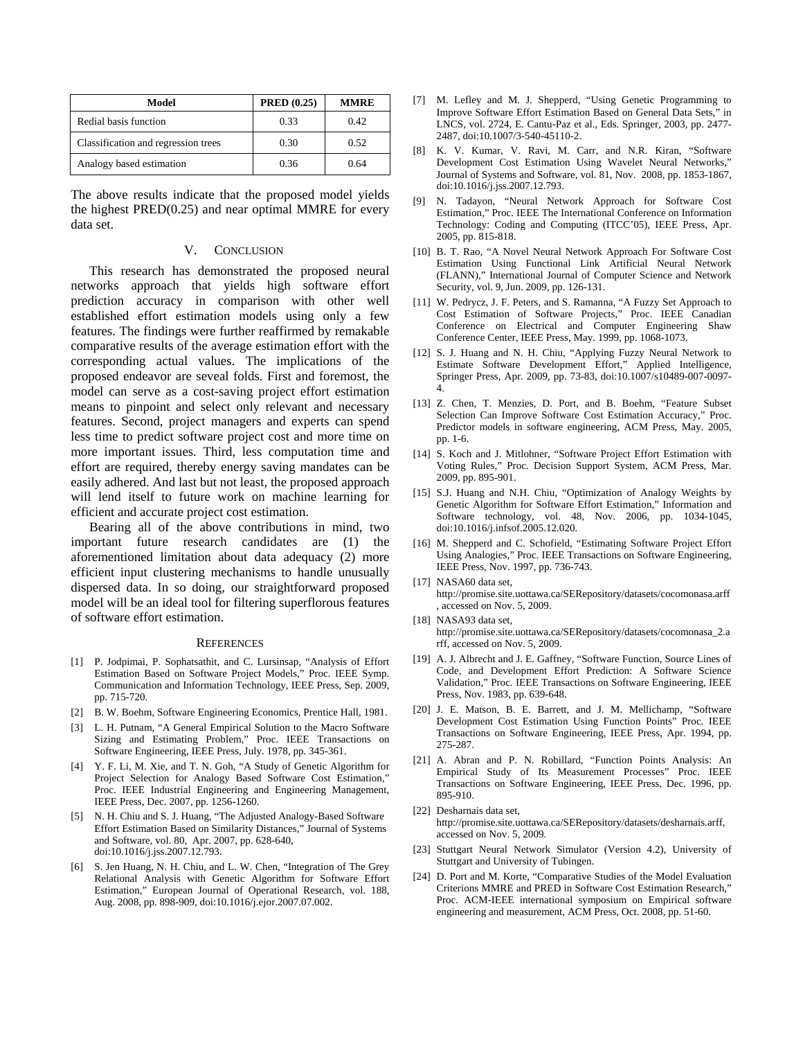| Model | PRED (0.25) | MMRE |
|---|---|---|
| Redial basis function | 0.33 | 0.42 |
| Classification and regression trees | 0.30 | 0.52 |
| Analogy based estimation | 0.36 | 0.64 |

The above results indicate that the proposed model yields the highest PRED(0.25) and near optimal MMRE for every data set.

## V. Conclusion

This research has demonstrated the proposed neural networks approach that yields high software effort prediction accuracy in comparison with other well established effort estimation models using only a few features. The findings were further reaffirmed by remakable comparative results of the average estimation effort with the corresponding actual values. The implications of the proposed endeavor are seveal folds. First and foremost, the model can serve as a cost-saving project effort estimation means to pinpoint and select only relevant and necessary features. Second, project managers and experts can spend less time to predict software project cost and more time on more important issues. Third, less computation time and effort are required, thereby energy saving mandates can be easily adhered. And last but not least, the proposed approach will lend itself to future work on machine learning for efficient and accurate project cost estimation.

Bearing all of the above contributions in mind, two important future research candidates are (1) the aforementioned limitation about data adequacy (2) more efficient input clustering mechanisms to handle unusually dispersed data. In so doing, our straightforward proposed model will be an ideal tool for filtering superflorous features of software effort estimation.

## References

[1] P. Jodpimai, P. Sophatsathit, and C. Lursinsap, "Analysis of Effort Estimation Based on Software Project Models," Proc. IEEE Symp. Communication and Information Technology, IEEE Press, Sep. 2009, pp. 715-720.

[2] B. W. Boehm, Software Engineering Economics, Prentice Hall, 1981.

[3] L. H. Putnam, "A General Empirical Solution to the Macro Software Sizing and Estimating Problem," Proc. IEEE Transactions on Software Engineering, IEEE Press, July. 1978, pp. 345-361.

[4] Y. F. Li, M. Xie, and T. N. Goh, "A Study of Genetic Algorithm for Project Selection for Analogy Based Software Cost Estimation," Proc. IEEE Industrial Engineering and Engineering Management, IEEE Press, Dec. 2007, pp. 1256-1260.

[5] N. H. Chiu and S. J. Huang, "The Adjusted Analogy-Based Software Effort Estimation Based on Similarity Distances," Journal of Systems and Software, vol. 80, Apr. 2007, pp. 628-640, doi:10.1016/j.jss.2007.12.793.

[6] S. Jen Huang, N. H. Chiu, and L. W. Chen, "Integration of The Grey Relational Analysis with Genetic Algorithm for Software Effort Estimation," European Journal of Operational Research, vol. 188, Aug. 2008, pp. 898-909, doi:10.1016/j.ejor.2007.07.002.

[7] M. Lefley and M. J. Shepperd, "Using Genetic Programming to Improve Software Effort Estimation Based on General Data Sets," in LNCS, vol. 2724, E. Cantu-Paz et al., Eds. Springer, 2003, pp. 2477-2487, doi:10.1007/3-540-45110-2.

[8] K. V. Kumar, V. Ravi, M. Carr, and N.R. Kiran, "Software Development Cost Estimation Using Wavelet Neural Networks," Journal of Systems and Software, vol. 81, Nov. 2008, pp. 1853-1867, doi:10.1016/j.jss.2007.12.793.

[9] N. Tadayon, "Neural Network Approach for Software Cost Estimation," Proc. IEEE The International Conference on Information Technology: Coding and Computing (ITCC'05), IEEE Press, Apr. 2005, pp. 815-818.

[10] B. T. Rao, "A Novel Neural Network Approach For Software Cost Estimation Using Functional Link Artificial Neural Network (FLANN)," International Journal of Computer Science and Network Security, vol. 9, Jun. 2009, pp. 126-131.

[11] W. Pedrycz, J. F. Peters, and S. Ramanna, "A Fuzzy Set Approach to Cost Estimation of Software Projects," Proc. IEEE Canadian Conference on Electrical and Computer Engineering Shaw Conference Center, IEEE Press, May. 1999, pp. 1068-1073.

[12] S. J. Huang and N. H. Chiu, "Applying Fuzzy Neural Network to Estimate Software Development Effort," Applied Intelligence, Springer Press, Apr. 2009, pp. 73-83, doi:10.1007/s10489-007-0097-4.

[13] Z. Chen, T. Menzies, D. Port, and B. Boehm, "Feature Subset Selection Can Improve Software Cost Estimation Accuracy," Proc. Predictor models in software engineering, ACM Press, May. 2005, pp. 1-6.

[14] S. Koch and J. Mitlohner, "Software Project Effort Estimation with Voting Rules," Proc. Decision Support System, ACM Press, Mar. 2009, pp. 895-901.

[15] S.J. Huang and N.H. Chiu, "Optimization of Analogy Weights by Genetic Algorithm for Software Effort Estimation," Information and Software technology, vol. 48, Nov. 2006, pp. 1034-1045, doi:10.1016/j.infsof.2005.12.020.

[16] M. Shepperd and C. Schofield, "Estimating Software Project Effort Using Analogies," Proc. IEEE Transactions on Software Engineering, IEEE Press, Nov. 1997, pp. 736-743.

[17] NASA60 data set, http://promise.site.uottawa.ca/SERepository/datasets/cocomonasa.arff , accessed on Nov. 5, 2009.

[18] NASA93 data set, http://promise.site.uottawa.ca/SERepository/datasets/cocomonasa_2.arff, accessed on Nov. 5, 2009.

[19] A. J. Albrecht and J. E. Gaffney, "Software Function, Source Lines of Code, and Development Effort Prediction: A Software Science Validation," Proc. IEEE Transactions on Software Engineering, IEEE Press, Nov. 1983, pp. 639-648.

[20] J. E. Matson, B. E. Barrett, and J. M. Mellichamp, "Software Development Cost Estimation Using Function Points" Proc. IEEE Transactions on Software Engineering, IEEE Press, Apr. 1994, pp. 275-287.

[21] A. Abran and P. N. Robillard, "Function Points Analysis: An Empirical Study of Its Measurement Processes" Proc. IEEE Transactions on Software Engineering, IEEE Press, Dec. 1996, pp. 895-910.

[22] Desharnais data set, http://promise.site.uottawa.ca/SERepository/datasets/desharnais.arff, accessed on Nov. 5, 2009.

[23] Stuttgart Neural Network Simulator (Version 4.2), University of Stuttgart and University of Tubingen.

[24] D. Port and M. Korte, "Comparative Studies of the Model Evaluation Criterions MMRE and PRED in Software Cost Estimation Research," Proc. ACM-IEEE international symposium on Empirical software engineering and measurement, ACM Press, Oct. 2008, pp. 51-60.